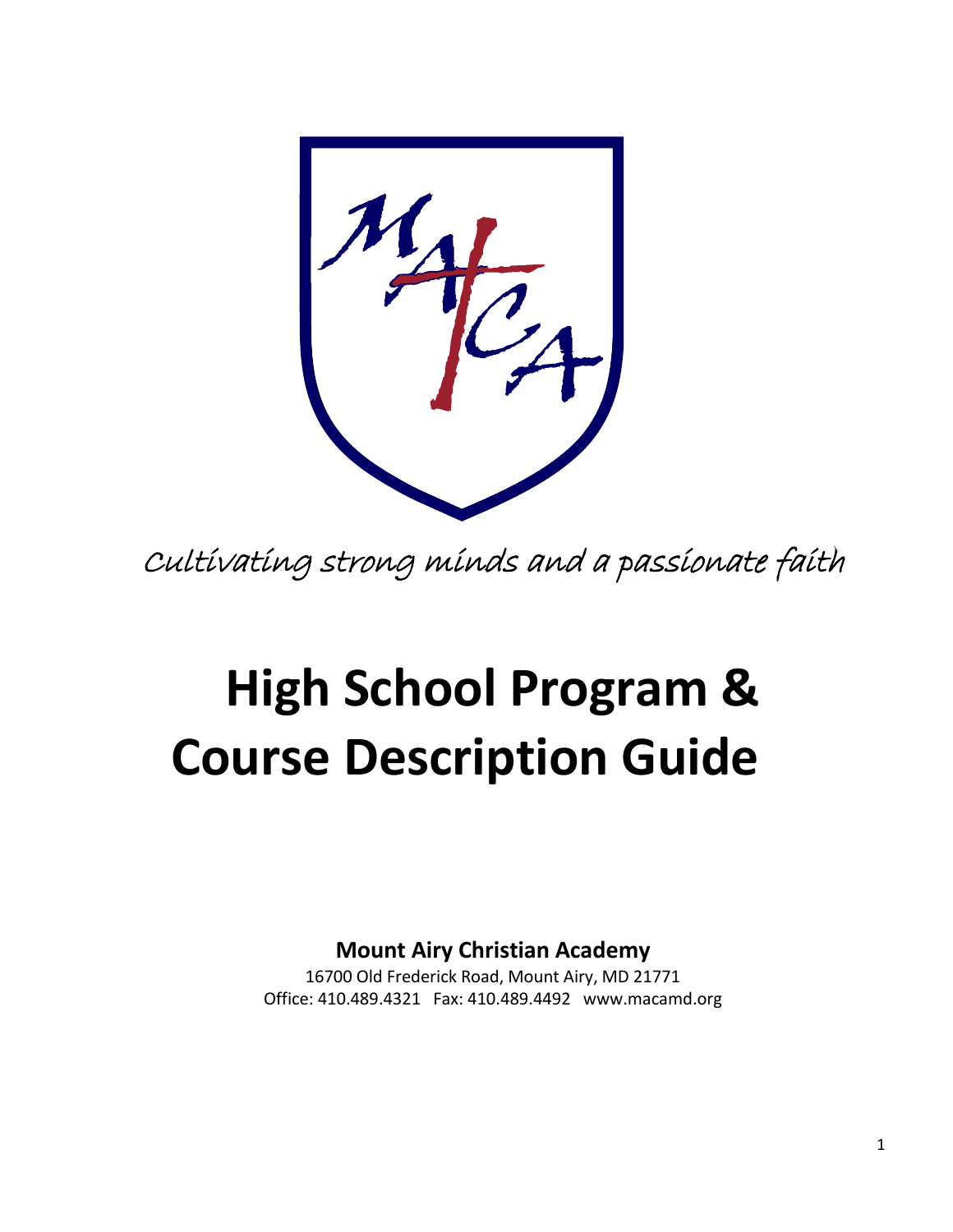*Cultivating strong minds and a passionate faith*

# High School Program & Course Description Guide

**Mount Airy Christian Academy**

16700 Old Frederick Road, Mount Airy, MD 21771

Office: 410.489.4321 Fax: 410.489.4492 www.macamd.org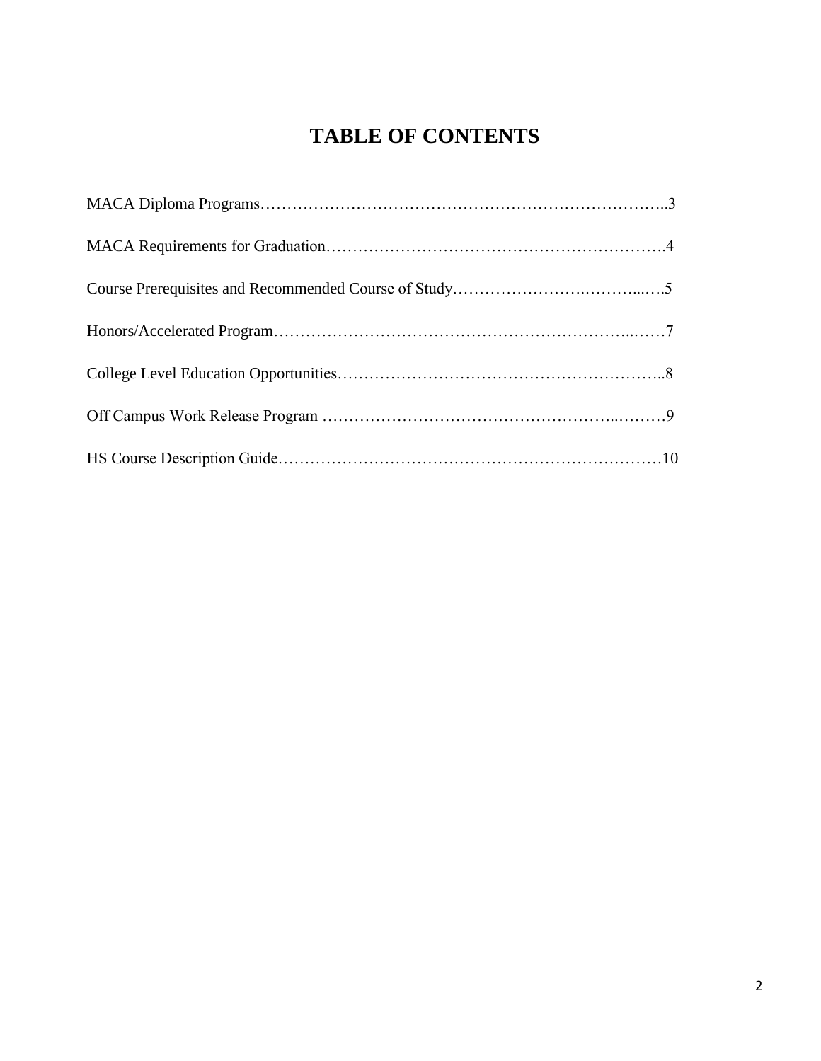# TABLE OF CONTENTS

MACA Diploma Programs……………………………………………………………………..3

MACA Requirements for Graduation……………………………………………………….4

Course Prerequisites and Recommended Course of Study…………………….………...….5

Honors/Accelerated Program…………………………………………………………..……7

College Level Education Opportunities……………………………………………………..8

Off Campus Work Release Program ……………………………………………..………9

HS Course Description Guide………………………………………………………………10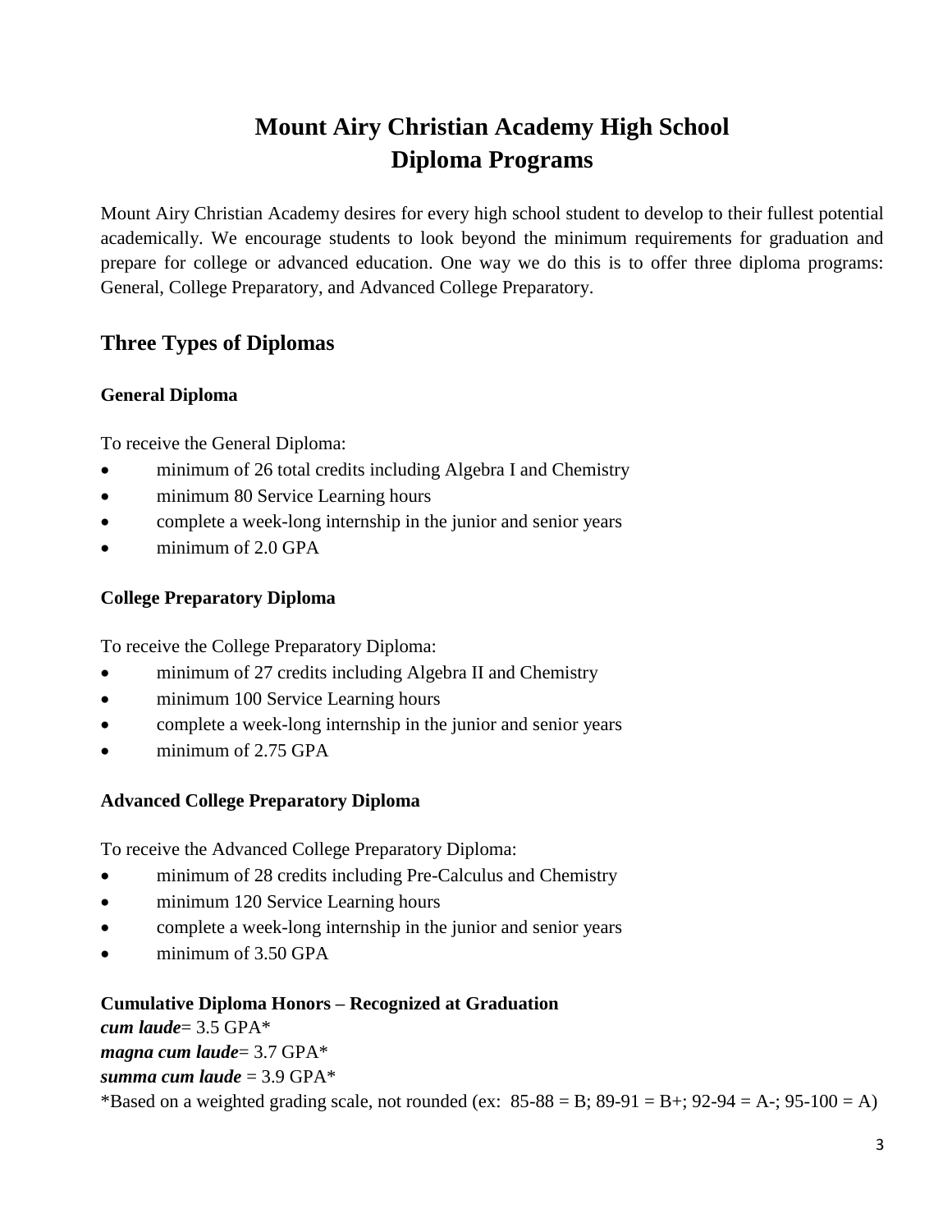# Mount Airy Christian Academy High School
# Diploma Programs

Mount Airy Christian Academy desires for every high school student to develop to their fullest potential academically. We encourage students to look beyond the minimum requirements for graduation and prepare for college or advanced education. One way we do this is to offer three diploma programs: General, College Preparatory, and Advanced College Preparatory.

## Three Types of Diplomas

### General Diploma

To receive the General Diploma:

- minimum of 26 total credits including Algebra I and Chemistry
- minimum 80 Service Learning hours
- complete a week-long internship in the junior and senior years
- minimum of 2.0 GPA

### College Preparatory Diploma

To receive the College Preparatory Diploma:

- minimum of 27 credits including Algebra II and Chemistry
- minimum 100 Service Learning hours
- complete a week-long internship in the junior and senior years
- minimum of 2.75 GPA

### Advanced College Preparatory Diploma

To receive the Advanced College Preparatory Diploma:

- minimum of 28 credits including Pre-Calculus and Chemistry
- minimum 120 Service Learning hours
- complete a week-long internship in the junior and senior years
- minimum of 3.50 GPA

**Cumulative Diploma Honors – Recognized at Graduation**

***cum laude***= 3.5 GPA*
***magna cum laude***= 3.7 GPA*
***summa cum laude*** = 3.9 GPA*
*Based on a weighted grading scale, not rounded (ex: 85-88 = B; 89-91 = B+; 92-94 = A-; 95-100 = A)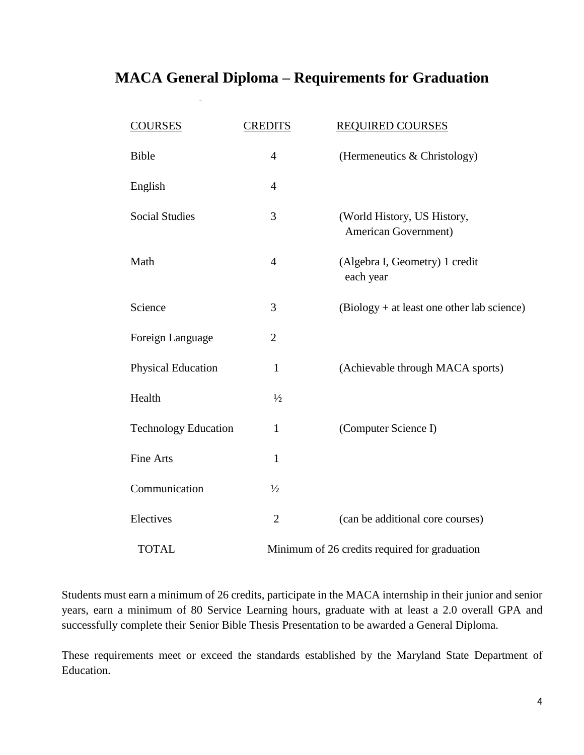# MACA General Diploma – Requirements for Graduation

| COURSES | CREDITS | REQUIRED COURSES |
| --- | --- | --- |
| Bible | 4 | (Hermeneutics & Christology) |
| English | 4 | |
| Social Studies | 3 | (World History, US History, American Government) |
| Math | 4 | (Algebra I, Geometry) 1 credit each year |
| Science | 3 | (Biology + at least one other lab science) |
| Foreign Language | 2 | |
| Physical Education | 1 | (Achievable through MACA sports) |
| Health | ½ | |
| Technology Education | 1 | (Computer Science I) |
| Fine Arts | 1 | |
| Communication | ½ | |
| Electives | 2 | (can be additional core courses) |
| TOTAL | Minimum of 26 credits required for graduation | |

Students must earn a minimum of 26 credits, participate in the MACA internship in their junior and senior years, earn a minimum of 80 Service Learning hours, graduate with at least a 2.0 overall GPA and successfully complete their Senior Bible Thesis Presentation to be awarded a General Diploma.

These requirements meet or exceed the standards established by the Maryland State Department of Education.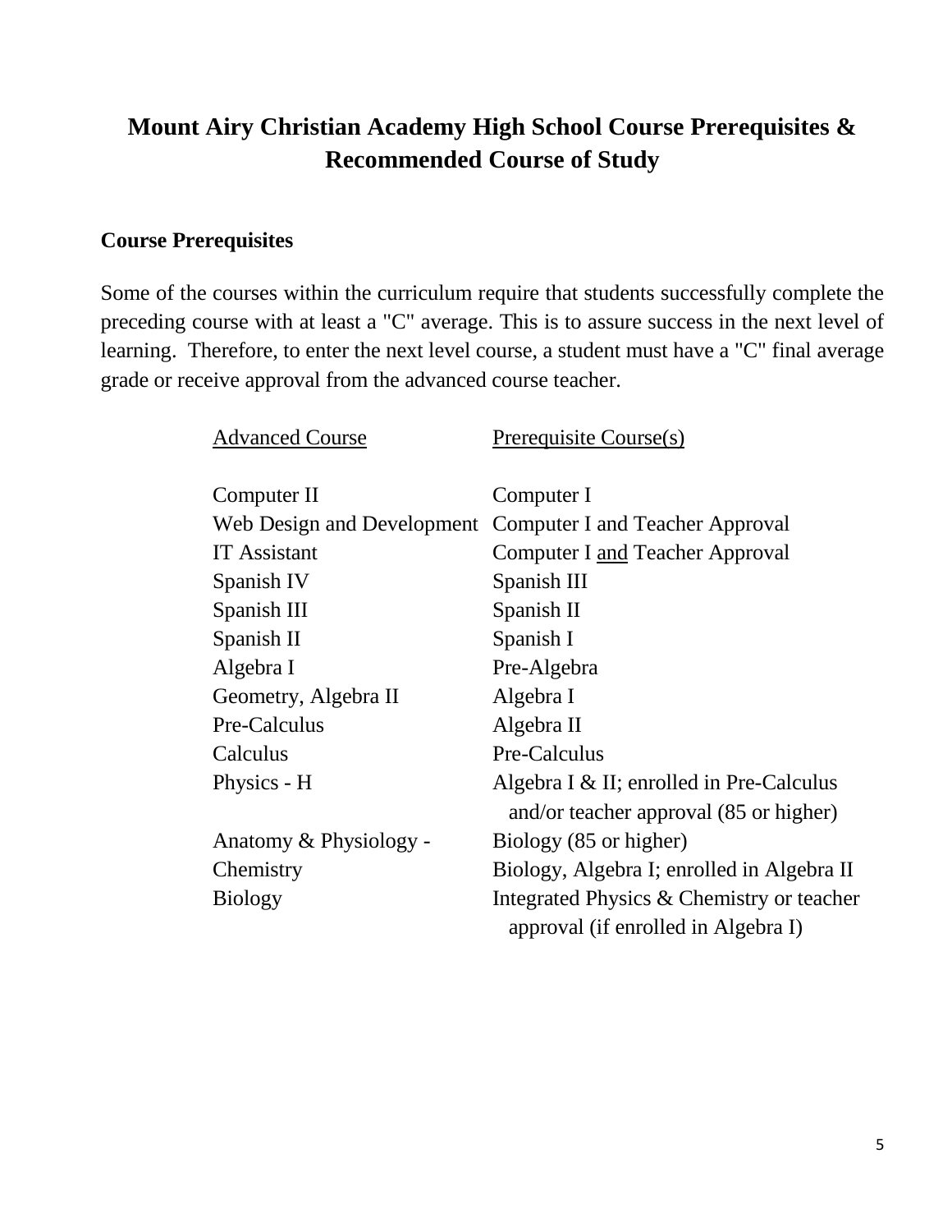# Mount Airy Christian Academy High School Course Prerequisites & Recommended Course of Study

## Course Prerequisites

Some of the courses within the curriculum require that students successfully complete the preceding course with at least a "C" average. This is to assure success in the next level of learning. Therefore, to enter the next level course, a student must have a "C" final average grade or receive approval from the advanced course teacher.

| Advanced Course | Prerequisite Course(s) |
|---|---|
| Computer II | Computer I |
| Web Design and Development | Computer I and Teacher Approval |
| IT Assistant | Computer I and Teacher Approval |
| Spanish IV | Spanish III |
| Spanish III | Spanish II |
| Spanish II | Spanish I |
| Algebra I | Pre-Algebra |
| Geometry, Algebra II | Algebra I |
| Pre-Calculus | Algebra II |
| Calculus | Pre-Calculus |
| Physics - H | Algebra I & II; enrolled in Pre-Calculus and/or teacher approval (85 or higher) |
| Anatomy & Physiology - | Biology (85 or higher) |
| Chemistry | Biology, Algebra I; enrolled in Algebra II |
| Biology | Integrated Physics & Chemistry or teacher approval (if enrolled in Algebra I) |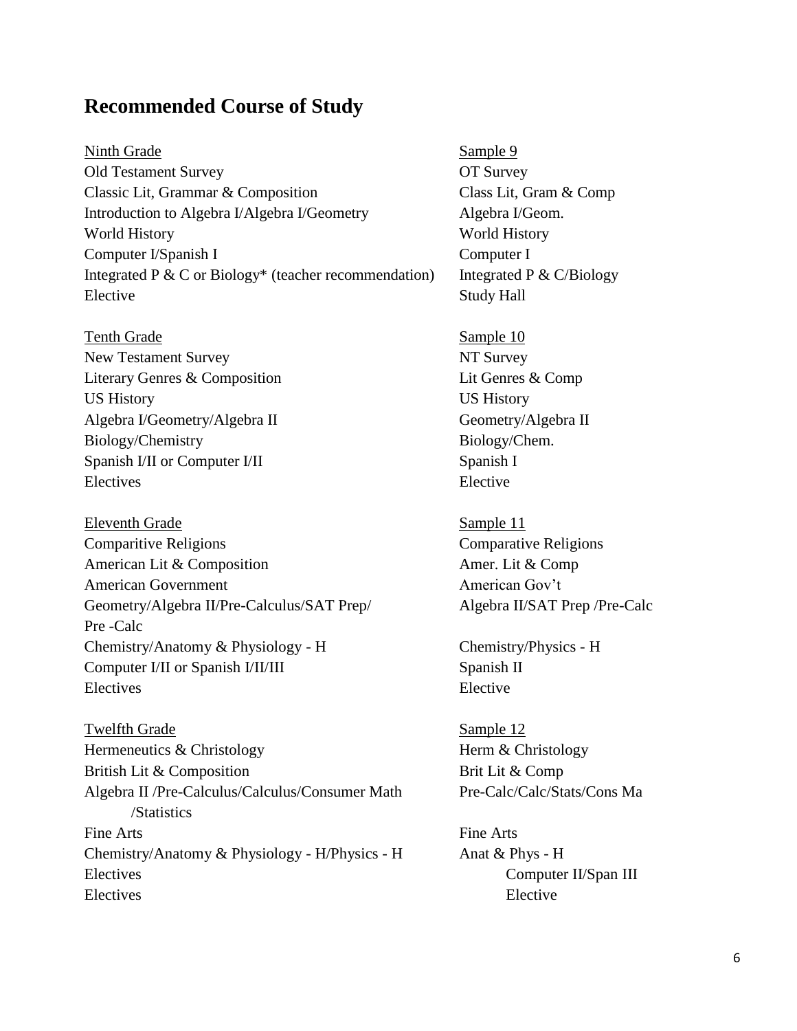## Recommended Course of Study

| Ninth Grade | Sample 9 |
| --- | --- |
| Old Testament Survey | OT Survey |
| Classic Lit, Grammar & Composition | Class Lit, Gram & Comp |
| Introduction to Algebra I/Algebra I/Geometry | Algebra I/Geom. |
| World History | World History |
| Computer I/Spanish I | Computer I |
| Integrated P & C or Biology* (teacher recommendation) | Integrated P & C/Biology |
| Elective | Study Hall |

| Tenth Grade | Sample 10 |
| --- | --- |
| New Testament Survey | NT Survey |
| Literary Genres & Composition | Lit Genres & Comp |
| US History | US History |
| Algebra I/Geometry/Algebra II | Geometry/Algebra II |
| Biology/Chemistry | Biology/Chem. |
| Spanish I/II or Computer I/II | Spanish I |
| Electives | Elective |

| Eleventh Grade | Sample 11 |
| --- | --- |
| Comparitive Religions | Comparative Religions |
| American Lit & Composition | Amer. Lit & Comp |
| American Government | American Gov't |
| Geometry/Algebra II/Pre-Calculus/SAT Prep/ Pre -Calc | Algebra II/SAT Prep /Pre-Calc |
| Chemistry/Anatomy & Physiology - H | Chemistry/Physics - H |
| Computer I/II or Spanish I/II/III | Spanish II |
| Electives | Elective |

| Twelfth Grade | Sample 12 |
| --- | --- |
| Hermeneutics & Christology | Herm & Christology |
| British Lit & Composition | Brit Lit & Comp |
| Algebra II /Pre-Calculus/Calculus/Consumer Math /Statistics | Pre-Calc/Calc/Stats/Cons Ma |
| Fine Arts | Fine Arts |
| Chemistry/Anatomy & Physiology - H/Physics - H | Anat & Phys - H |
| Electives | Computer II/Span III |
| Electives | Elective |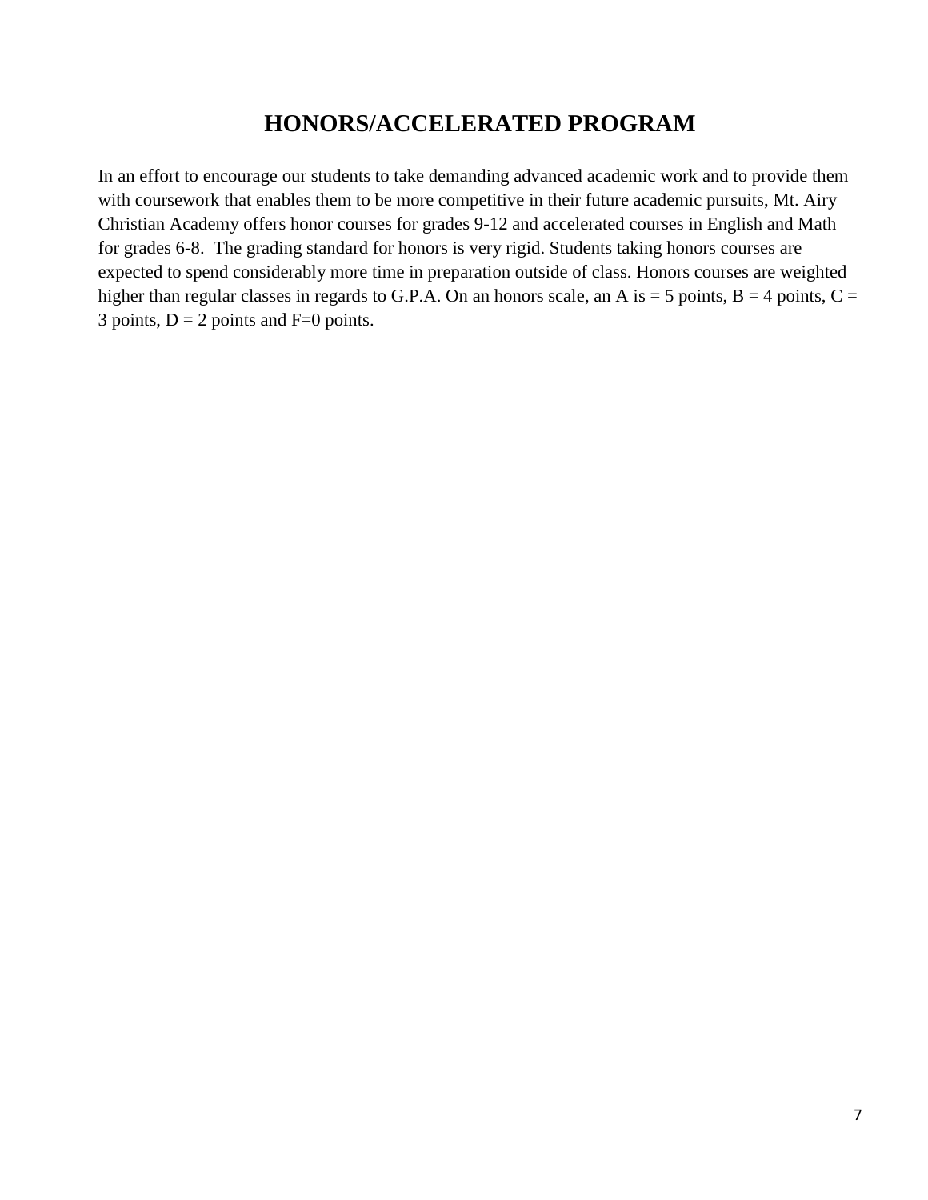# HONORS/ACCELERATED PROGRAM

In an effort to encourage our students to take demanding advanced academic work and to provide them with coursework that enables them to be more competitive in their future academic pursuits, Mt. Airy Christian Academy offers honor courses for grades 9-12 and accelerated courses in English and Math for grades 6-8. The grading standard for honors is very rigid. Students taking honors courses are expected to spend considerably more time in preparation outside of class. Honors courses are weighted higher than regular classes in regards to G.P.A. On an honors scale, an A is = 5 points, B = 4 points, C = 3 points, D = 2 points and F=0 points.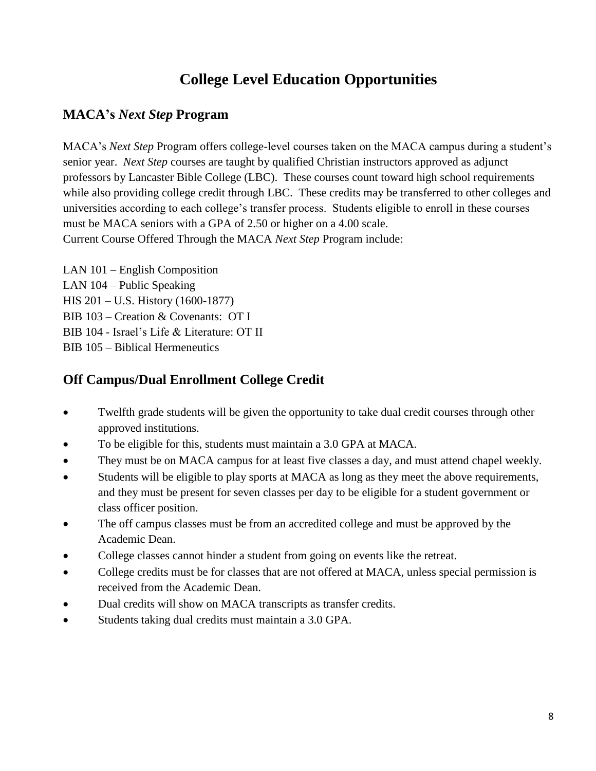# College Level Education Opportunities

## MACA's *Next Step* Program

MACA's *Next Step* Program offers college-level courses taken on the MACA campus during a student's senior year. *Next Step* courses are taught by qualified Christian instructors approved as adjunct professors by Lancaster Bible College (LBC). These courses count toward high school requirements while also providing college credit through LBC. These credits may be transferred to other colleges and universities according to each college's transfer process. Students eligible to enroll in these courses must be MACA seniors with a GPA of 2.50 or higher on a 4.00 scale.
Current Course Offered Through the MACA *Next Step* Program include:

LAN 101 – English Composition
LAN 104 – Public Speaking
HIS 201 – U.S. History (1600-1877)
BIB 103 – Creation & Covenants: OT I
BIB 104 - Israel's Life & Literature: OT II
BIB 105 – Biblical Hermeneutics

## Off Campus/Dual Enrollment College Credit

- Twelfth grade students will be given the opportunity to take dual credit courses through other approved institutions.
- To be eligible for this, students must maintain a 3.0 GPA at MACA.
- They must be on MACA campus for at least five classes a day, and must attend chapel weekly.
- Students will be eligible to play sports at MACA as long as they meet the above requirements, and they must be present for seven classes per day to be eligible for a student government or class officer position.
- The off campus classes must be from an accredited college and must be approved by the Academic Dean.
- College classes cannot hinder a student from going on events like the retreat.
- College credits must be for classes that are not offered at MACA, unless special permission is received from the Academic Dean.
- Dual credits will show on MACA transcripts as transfer credits.
- Students taking dual credits must maintain a 3.0 GPA.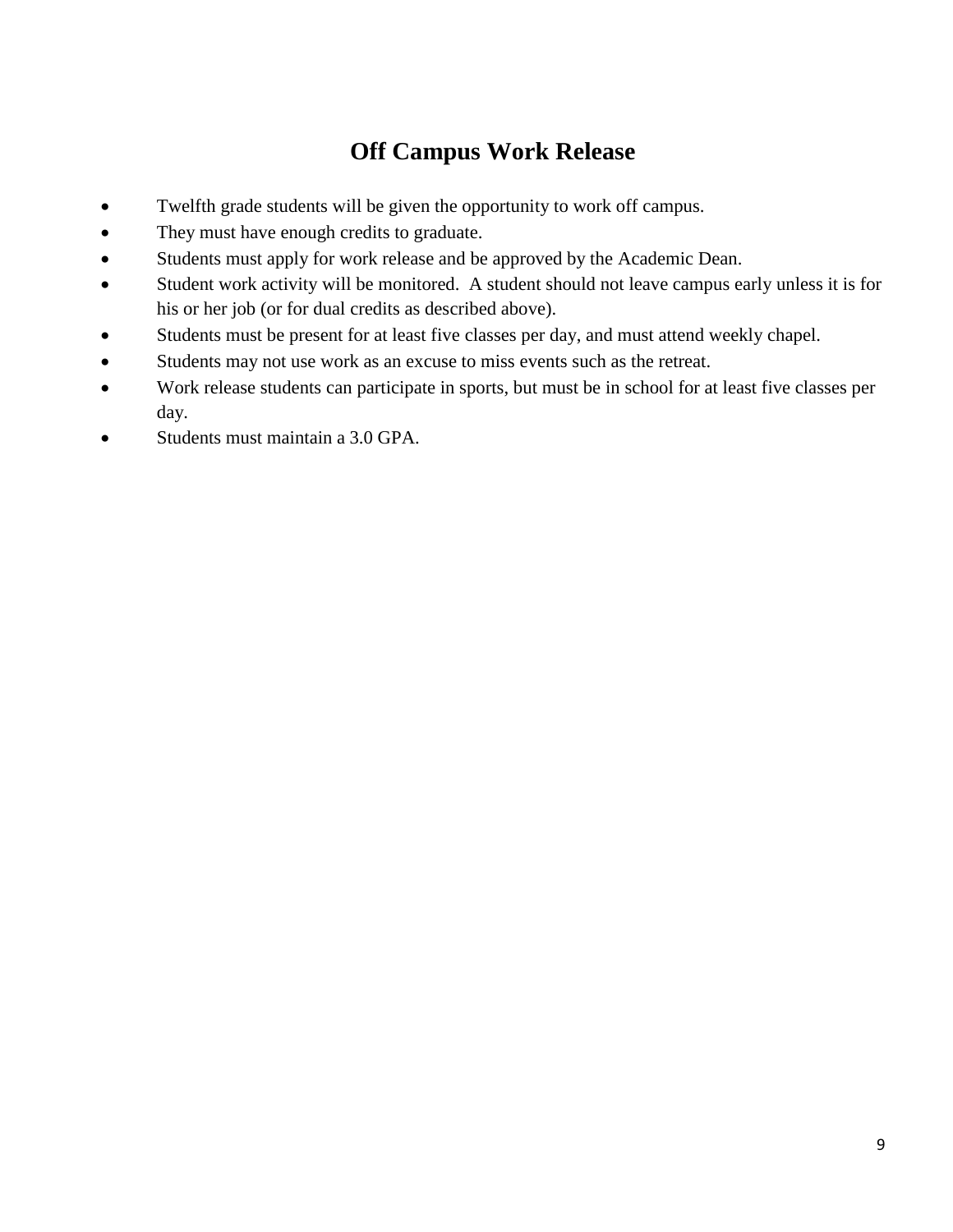# Off Campus Work Release

- Twelfth grade students will be given the opportunity to work off campus.
- They must have enough credits to graduate.
- Students must apply for work release and be approved by the Academic Dean.
- Student work activity will be monitored. A student should not leave campus early unless it is for his or her job (or for dual credits as described above).
- Students must be present for at least five classes per day, and must attend weekly chapel.
- Students may not use work as an excuse to miss events such as the retreat.
- Work release students can participate in sports, but must be in school for at least five classes per day.
- Students must maintain a 3.0 GPA.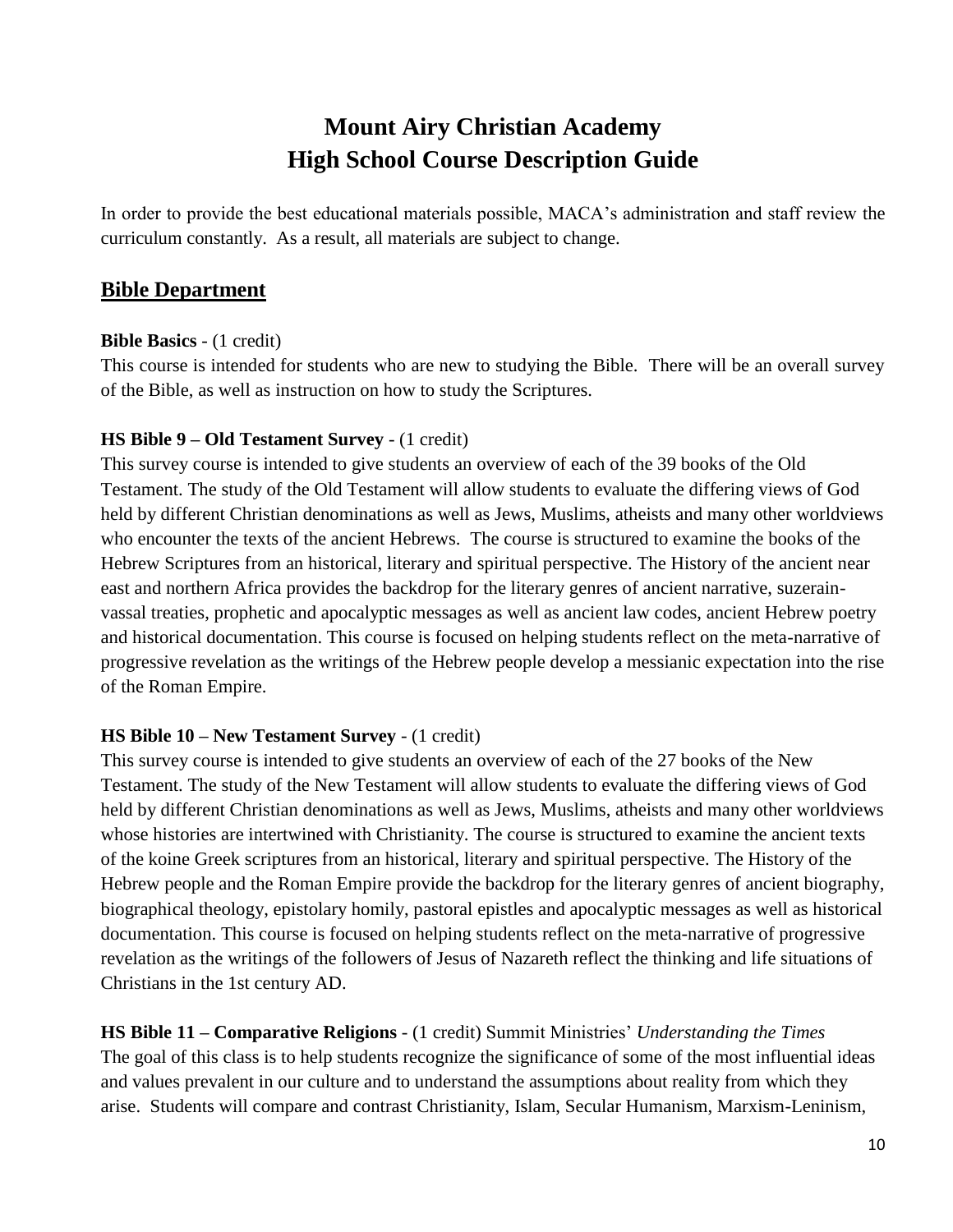# Mount Airy Christian Academy
# High School Course Description Guide

In order to provide the best educational materials possible, MACA's administration and staff review the curriculum constantly. As a result, all materials are subject to change.

## Bible Department

**Bible Basics** - (1 credit)
This course is intended for students who are new to studying the Bible. There will be an overall survey of the Bible, as well as instruction on how to study the Scriptures.

**HS Bible 9 – Old Testament Survey** - (1 credit)
This survey course is intended to give students an overview of each of the 39 books of the Old Testament. The study of the Old Testament will allow students to evaluate the differing views of God held by different Christian denominations as well as Jews, Muslims, atheists and many other worldviews who encounter the texts of the ancient Hebrews. The course is structured to examine the books of the Hebrew Scriptures from an historical, literary and spiritual perspective. The History of the ancient near east and northern Africa provides the backdrop for the literary genres of ancient narrative, suzerain-vassal treaties, prophetic and apocalyptic messages as well as ancient law codes, ancient Hebrew poetry and historical documentation. This course is focused on helping students reflect on the meta-narrative of progressive revelation as the writings of the Hebrew people develop a messianic expectation into the rise of the Roman Empire.

**HS Bible 10 – New Testament Survey** - (1 credit)
This survey course is intended to give students an overview of each of the 27 books of the New Testament. The study of the New Testament will allow students to evaluate the differing views of God held by different Christian denominations as well as Jews, Muslims, atheists and many other worldviews whose histories are intertwined with Christianity. The course is structured to examine the ancient texts of the koine Greek scriptures from an historical, literary and spiritual perspective. The History of the Hebrew people and the Roman Empire provide the backdrop for the literary genres of ancient biography, biographical theology, epistolary homily, pastoral epistles and apocalyptic messages as well as historical documentation. This course is focused on helping students reflect on the meta-narrative of progressive revelation as the writings of the followers of Jesus of Nazareth reflect the thinking and life situations of Christians in the 1st century AD.

**HS Bible 11 – Comparative Religions** - (1 credit) Summit Ministries' *Understanding the Times*
The goal of this class is to help students recognize the significance of some of the most influential ideas and values prevalent in our culture and to understand the assumptions about reality from which they arise. Students will compare and contrast Christianity, Islam, Secular Humanism, Marxism-Leninism,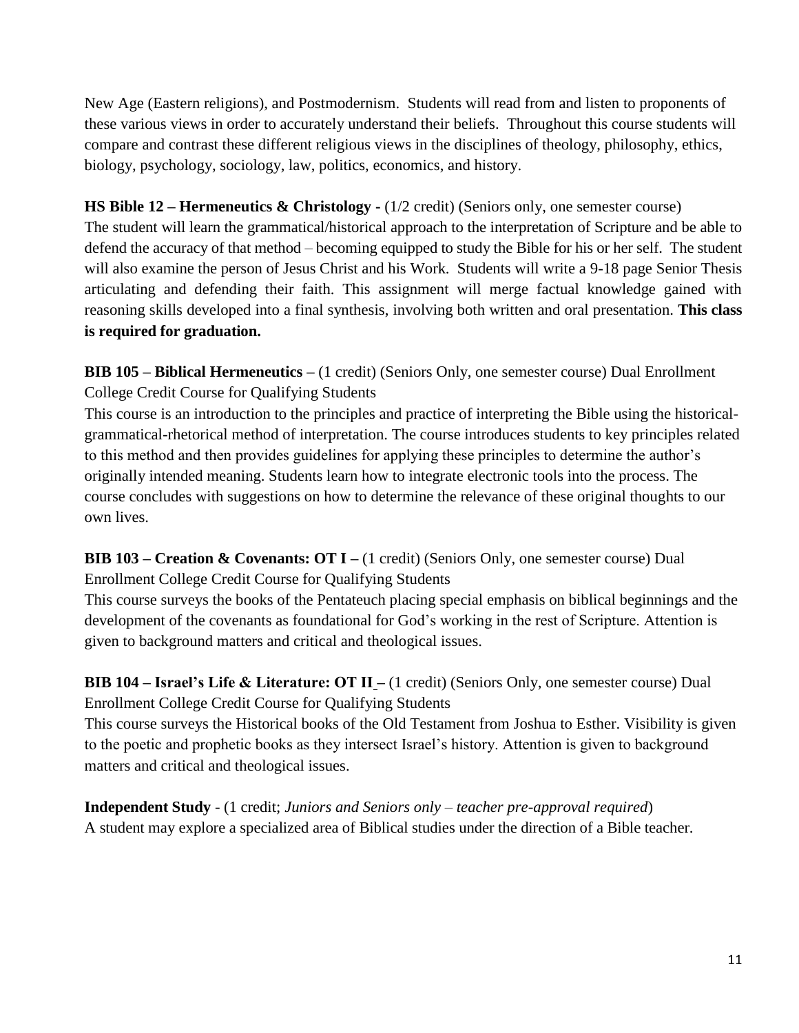New Age (Eastern religions), and Postmodernism. Students will read from and listen to proponents of these various views in order to accurately understand their beliefs. Throughout this course students will compare and contrast these different religious views in the disciplines of theology, philosophy, ethics, biology, psychology, sociology, law, politics, economics, and history.

**HS Bible 12 – Hermeneutics & Christology -** (1/2 credit) (Seniors only, one semester course)
The student will learn the grammatical/historical approach to the interpretation of Scripture and be able to defend the accuracy of that method – becoming equipped to study the Bible for his or her self. The student will also examine the person of Jesus Christ and his Work. Students will write a 9-18 page Senior Thesis articulating and defending their faith. This assignment will merge factual knowledge gained with reasoning skills developed into a final synthesis, involving both written and oral presentation. **This class is required for graduation.**

**BIB 105 – Biblical Hermeneutics –** (1 credit) (Seniors Only, one semester course) Dual Enrollment College Credit Course for Qualifying Students
This course is an introduction to the principles and practice of interpreting the Bible using the historical-grammatical-rhetorical method of interpretation. The course introduces students to key principles related to this method and then provides guidelines for applying these principles to determine the author's originally intended meaning. Students learn how to integrate electronic tools into the process. The course concludes with suggestions on how to determine the relevance of these original thoughts to our own lives.

**BIB 103 – Creation & Covenants: OT I –** (1 credit) (Seniors Only, one semester course) Dual Enrollment College Credit Course for Qualifying Students
This course surveys the books of the Pentateuch placing special emphasis on biblical beginnings and the development of the covenants as foundational for God's working in the rest of Scripture. Attention is given to background matters and critical and theological issues.

**BIB 104 – Israel's Life & Literature: OT II –** (1 credit) (Seniors Only, one semester course) Dual Enrollment College Credit Course for Qualifying Students
This course surveys the Historical books of the Old Testament from Joshua to Esther. Visibility is given to the poetic and prophetic books as they intersect Israel's history. Attention is given to background matters and critical and theological issues.

**Independent Study** - (1 credit; *Juniors and Seniors only – teacher pre-approval required*)
A student may explore a specialized area of Biblical studies under the direction of a Bible teacher.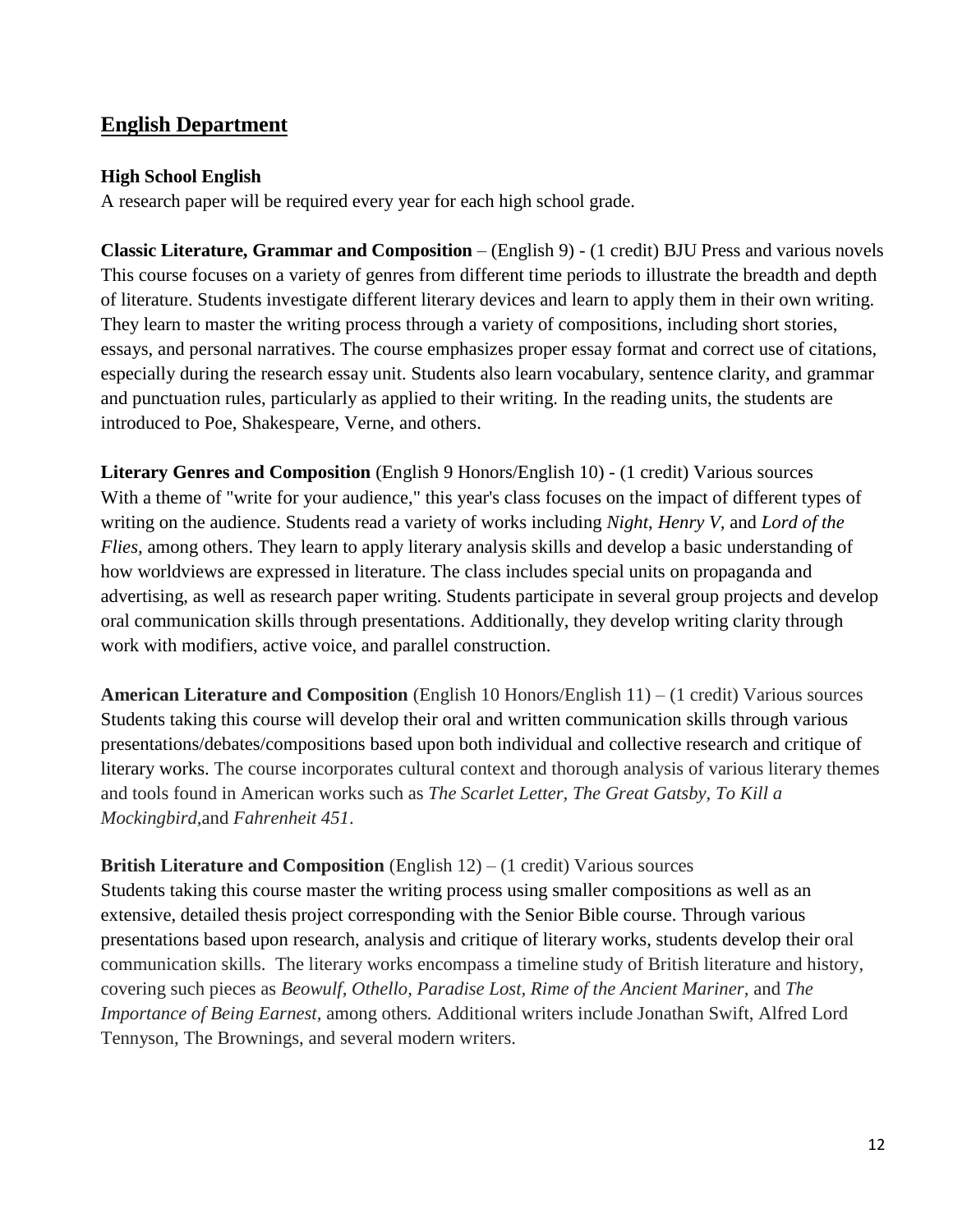## English Department

**High School English**

A research paper will be required every year for each high school grade.

**Classic Literature, Grammar and Composition** – (English 9) - (1 credit) BJU Press and various novels
This course focuses on a variety of genres from different time periods to illustrate the breadth and depth of literature. Students investigate different literary devices and learn to apply them in their own writing. They learn to master the writing process through a variety of compositions, including short stories, essays, and personal narratives. The course emphasizes proper essay format and correct use of citations, especially during the research essay unit. Students also learn vocabulary, sentence clarity, and grammar and punctuation rules, particularly as applied to their writing. In the reading units, the students are introduced to Poe, Shakespeare, Verne, and others.

**Literary Genres and Composition** (English 9 Honors/English 10) - (1 credit) Various sources
With a theme of "write for your audience," this year's class focuses on the impact of different types of writing on the audience. Students read a variety of works including *Night*, *Henry V*, and *Lord of the Flies*, among others. They learn to apply literary analysis skills and develop a basic understanding of how worldviews are expressed in literature. The class includes special units on propaganda and advertising, as well as research paper writing. Students participate in several group projects and develop oral communication skills through presentations. Additionally, they develop writing clarity through work with modifiers, active voice, and parallel construction.

**American Literature and Composition** (English 10 Honors/English 11) – (1 credit) Various sources
Students taking this course will develop their oral and written communication skills through various presentations/debates/compositions based upon both individual and collective research and critique of literary works. The course incorporates cultural context and thorough analysis of various literary themes and tools found in American works such as *The Scarlet Letter*, *The Great Gatsby*, *To Kill a Mockingbird,*and *Fahrenheit 451*.

**British Literature and Composition** (English 12) – (1 credit) Various sources
Students taking this course master the writing process using smaller compositions as well as an extensive, detailed thesis project corresponding with the Senior Bible course. Through various presentations based upon research, analysis and critique of literary works, students develop their oral communication skills. The literary works encompass a timeline study of British literature and history, covering such pieces as *Beowulf, Othello, Paradise Lost, Rime of the Ancient Mariner,* and *The Importance of Being Earnest*, among others. Additional writers include Jonathan Swift, Alfred Lord Tennyson, The Brownings, and several modern writers.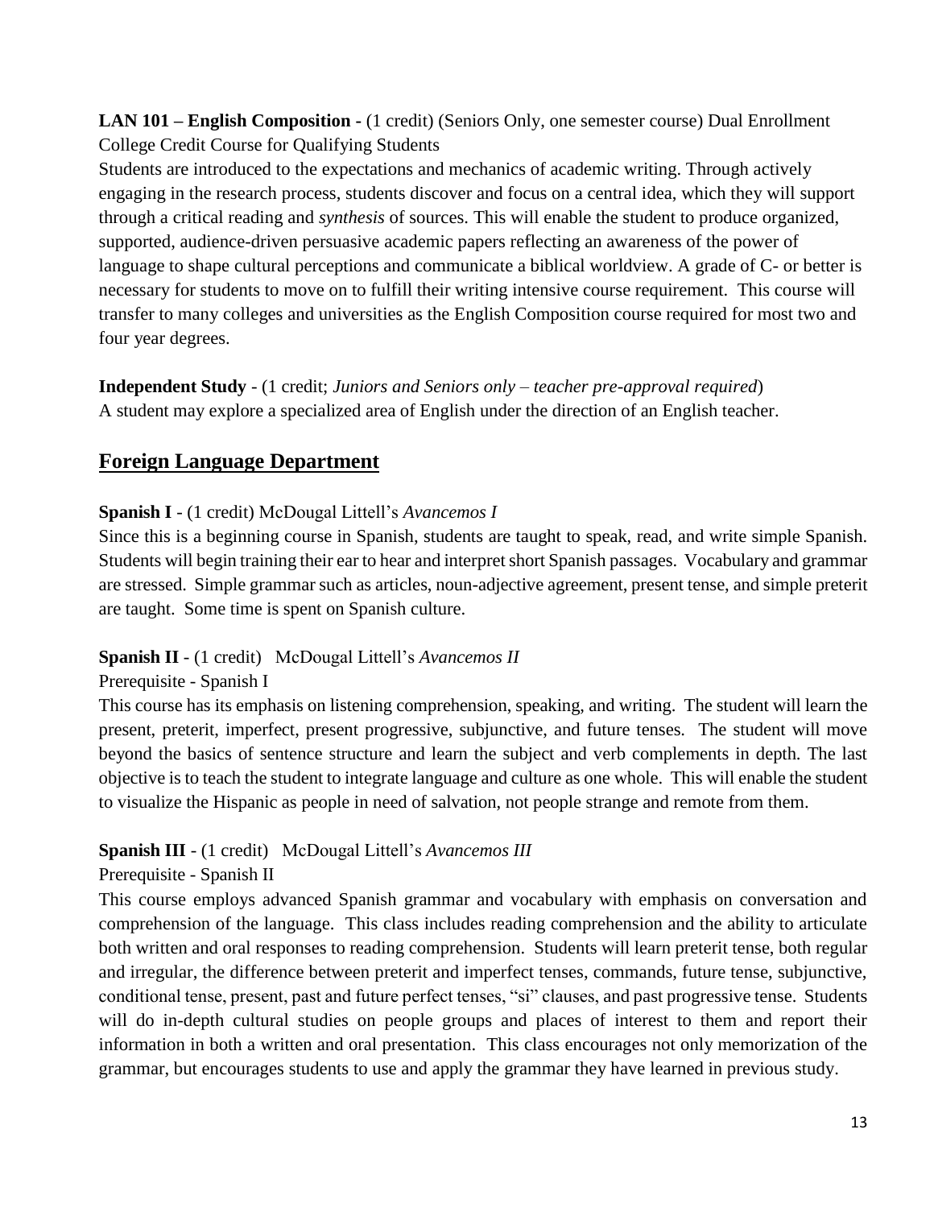**LAN 101 – English Composition -** (1 credit) (Seniors Only, one semester course) Dual Enrollment College Credit Course for Qualifying Students

Students are introduced to the expectations and mechanics of academic writing. Through actively engaging in the research process, students discover and focus on a central idea, which they will support through a critical reading and *synthesis* of sources. This will enable the student to produce organized, supported, audience-driven persuasive academic papers reflecting an awareness of the power of language to shape cultural perceptions and communicate a biblical worldview. A grade of C- or better is necessary for students to move on to fulfill their writing intensive course requirement. This course will transfer to many colleges and universities as the English Composition course required for most two and four year degrees.

**Independent Study** - (1 credit; *Juniors and Seniors only – teacher pre-approval required*)
A student may explore a specialized area of English under the direction of an English teacher.

## Foreign Language Department

**Spanish I** - (1 credit) McDougal Littell's *Avancemos I*

Since this is a beginning course in Spanish, students are taught to speak, read, and write simple Spanish. Students will begin training their ear to hear and interpret short Spanish passages. Vocabulary and grammar are stressed. Simple grammar such as articles, noun-adjective agreement, present tense, and simple preterit are taught. Some time is spent on Spanish culture.

**Spanish II** - (1 credit) McDougal Littell's *Avancemos II*

Prerequisite - Spanish I

This course has its emphasis on listening comprehension, speaking, and writing. The student will learn the present, preterit, imperfect, present progressive, subjunctive, and future tenses. The student will move beyond the basics of sentence structure and learn the subject and verb complements in depth. The last objective is to teach the student to integrate language and culture as one whole. This will enable the student to visualize the Hispanic as people in need of salvation, not people strange and remote from them.

**Spanish III** - (1 credit) McDougal Littell's *Avancemos III*

Prerequisite - Spanish II

This course employs advanced Spanish grammar and vocabulary with emphasis on conversation and comprehension of the language. This class includes reading comprehension and the ability to articulate both written and oral responses to reading comprehension. Students will learn preterit tense, both regular and irregular, the difference between preterit and imperfect tenses, commands, future tense, subjunctive, conditional tense, present, past and future perfect tenses, "si" clauses, and past progressive tense. Students will do in-depth cultural studies on people groups and places of interest to them and report their information in both a written and oral presentation. This class encourages not only memorization of the grammar, but encourages students to use and apply the grammar they have learned in previous study.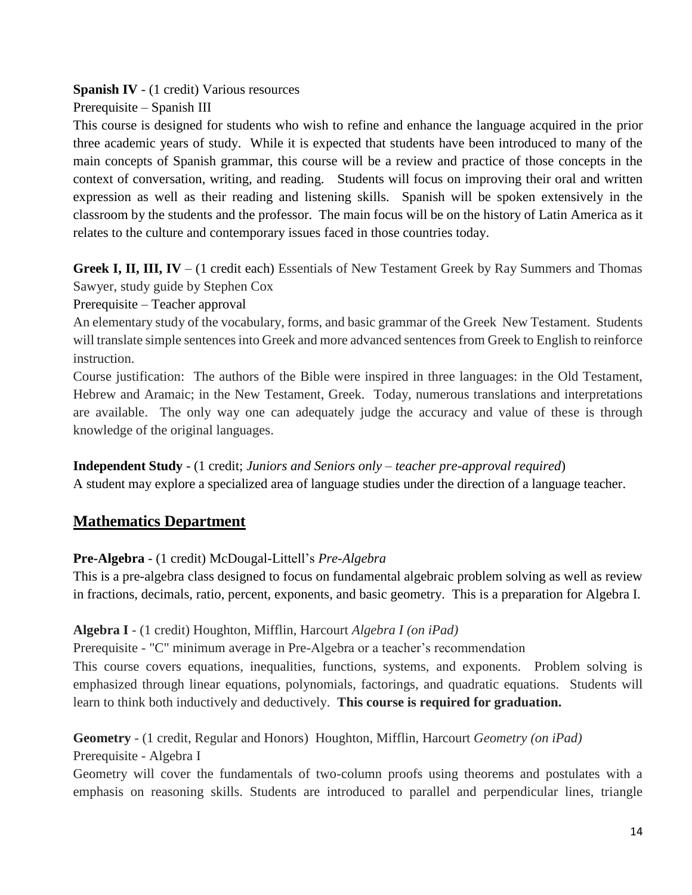**Spanish IV** - (1 credit) Various resources

Prerequisite – Spanish III

This course is designed for students who wish to refine and enhance the language acquired in the prior three academic years of study. While it is expected that students have been introduced to many of the main concepts of Spanish grammar, this course will be a review and practice of those concepts in the context of conversation, writing, and reading. Students will focus on improving their oral and written expression as well as their reading and listening skills. Spanish will be spoken extensively in the classroom by the students and the professor. The main focus will be on the history of Latin America as it relates to the culture and contemporary issues faced in those countries today.

**Greek I, II, III, IV** – (1 credit each) Essentials of New Testament Greek by Ray Summers and Thomas Sawyer, study guide by Stephen Cox

Prerequisite – Teacher approval

An elementary study of the vocabulary, forms, and basic grammar of the Greek New Testament. Students will translate simple sentences into Greek and more advanced sentences from Greek to English to reinforce instruction.

Course justification: The authors of the Bible were inspired in three languages: in the Old Testament, Hebrew and Aramaic; in the New Testament, Greek. Today, numerous translations and interpretations are available. The only way one can adequately judge the accuracy and value of these is through knowledge of the original languages.

**Independent Study** - (1 credit; *Juniors and Seniors only – teacher pre-approval required*)

A student may explore a specialized area of language studies under the direction of a language teacher.

## Mathematics Department

**Pre-Algebra** - (1 credit) McDougal-Littell's *Pre-Algebra*

This is a pre-algebra class designed to focus on fundamental algebraic problem solving as well as review in fractions, decimals, ratio, percent, exponents, and basic geometry. This is a preparation for Algebra I.

**Algebra I** - (1 credit) Houghton, Mifflin, Harcourt *Algebra I (on iPad)*

Prerequisite - "C" minimum average in Pre-Algebra or a teacher's recommendation

This course covers equations, inequalities, functions, systems, and exponents. Problem solving is emphasized through linear equations, polynomials, factorings, and quadratic equations. Students will learn to think both inductively and deductively. **This course is required for graduation.**

**Geometry** - (1 credit, Regular and Honors) Houghton, Mifflin, Harcourt *Geometry (on iPad)*

Prerequisite - Algebra I

Geometry will cover the fundamentals of two-column proofs using theorems and postulates with a emphasis on reasoning skills. Students are introduced to parallel and perpendicular lines, triangle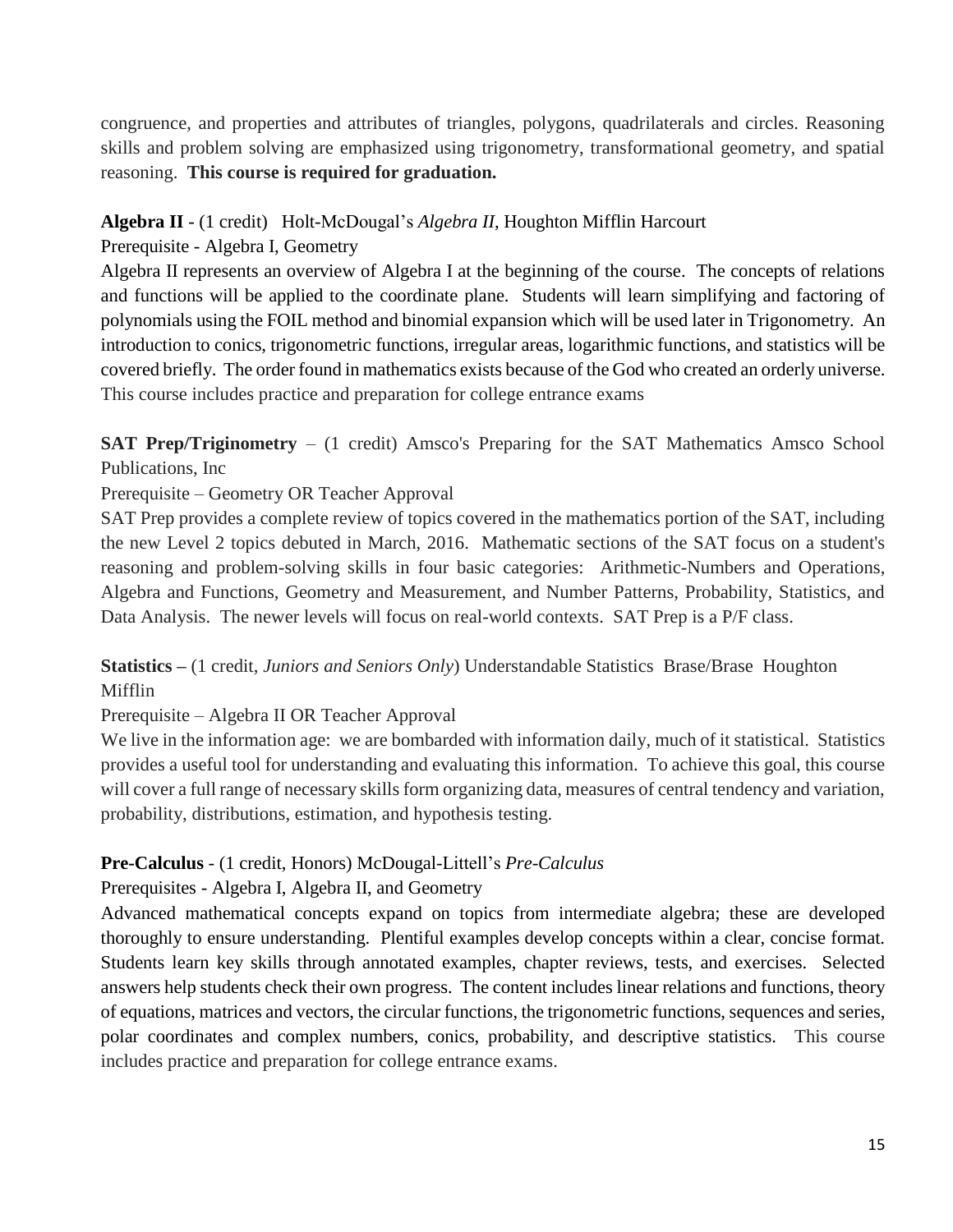congruence, and properties and attributes of triangles, polygons, quadrilaterals and circles. Reasoning skills and problem solving are emphasized using trigonometry, transformational geometry, and spatial reasoning. **This course is required for graduation.**

**Algebra II** - (1 credit) Holt-McDougal's *Algebra II*, Houghton Mifflin Harcourt

Prerequisite - Algebra I, Geometry

Algebra II represents an overview of Algebra I at the beginning of the course. The concepts of relations and functions will be applied to the coordinate plane. Students will learn simplifying and factoring of polynomials using the FOIL method and binomial expansion which will be used later in Trigonometry. An introduction to conics, trigonometric functions, irregular areas, logarithmic functions, and statistics will be covered briefly. The order found in mathematics exists because of the God who created an orderly universe. This course includes practice and preparation for college entrance exams

**SAT Prep/Triginometry** – (1 credit) Amsco's Preparing for the SAT Mathematics Amsco School Publications, Inc

Prerequisite – Geometry OR Teacher Approval

SAT Prep provides a complete review of topics covered in the mathematics portion of the SAT, including the new Level 2 topics debuted in March, 2016. Mathematic sections of the SAT focus on a student's reasoning and problem-solving skills in four basic categories: Arithmetic-Numbers and Operations, Algebra and Functions, Geometry and Measurement, and Number Patterns, Probability, Statistics, and Data Analysis. The newer levels will focus on real-world contexts. SAT Prep is a P/F class.

**Statistics –** (1 credit, *Juniors and Seniors Only*) Understandable Statistics Brase/Brase Houghton Mifflin

Prerequisite – Algebra II OR Teacher Approval

We live in the information age: we are bombarded with information daily, much of it statistical. Statistics provides a useful tool for understanding and evaluating this information. To achieve this goal, this course will cover a full range of necessary skills form organizing data, measures of central tendency and variation, probability, distributions, estimation, and hypothesis testing.

**Pre-Calculus** - (1 credit, Honors) McDougal-Littell's *Pre-Calculus*

Prerequisites - Algebra I, Algebra II, and Geometry

Advanced mathematical concepts expand on topics from intermediate algebra; these are developed thoroughly to ensure understanding. Plentiful examples develop concepts within a clear, concise format. Students learn key skills through annotated examples, chapter reviews, tests, and exercises. Selected answers help students check their own progress. The content includes linear relations and functions, theory of equations, matrices and vectors, the circular functions, the trigonometric functions, sequences and series, polar coordinates and complex numbers, conics, probability, and descriptive statistics. This course includes practice and preparation for college entrance exams.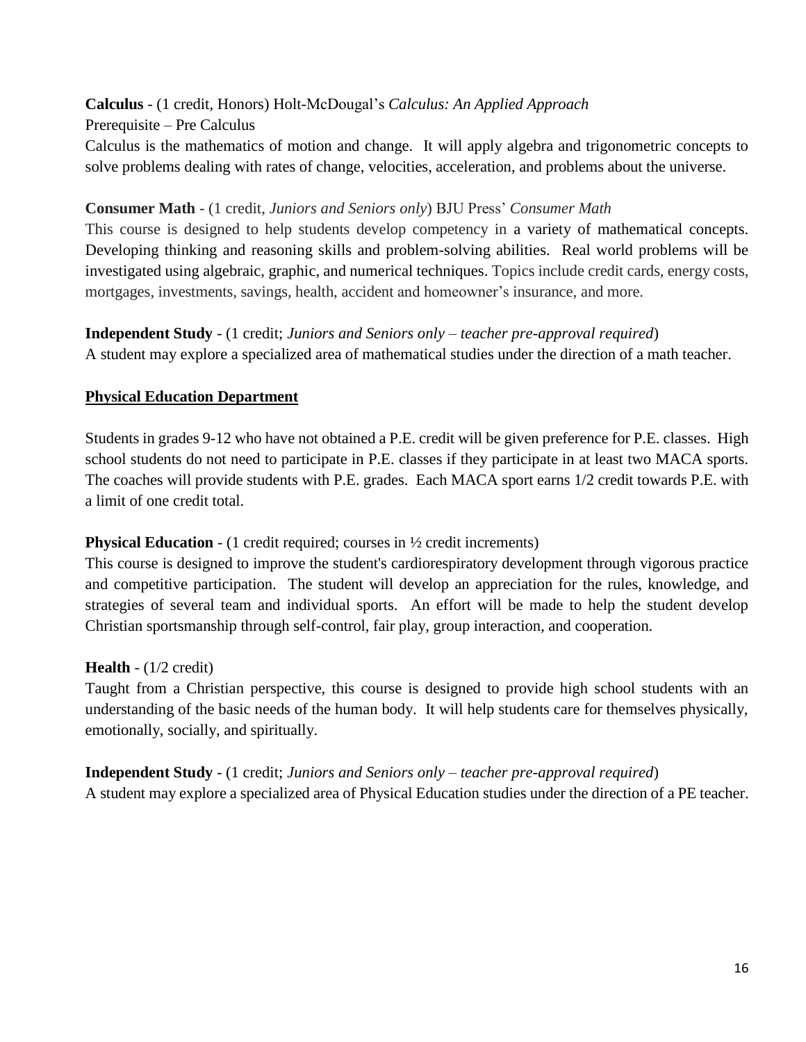**Calculus** - (1 credit, Honors) Holt-McDougal's *Calculus: An Applied Approach*
Prerequisite – Pre Calculus
Calculus is the mathematics of motion and change. It will apply algebra and trigonometric concepts to solve problems dealing with rates of change, velocities, acceleration, and problems about the universe.

**Consumer Math** - (1 credit, *Juniors and Seniors only*) BJU Press' *Consumer Math*
This course is designed to help students develop competency in a variety of mathematical concepts. Developing thinking and reasoning skills and problem-solving abilities. Real world problems will be investigated using algebraic, graphic, and numerical techniques. Topics include credit cards, energy costs, mortgages, investments, savings, health, accident and homeowner's insurance, and more.

**Independent Study** - (1 credit; *Juniors and Seniors only – teacher pre-approval required*)
A student may explore a specialized area of mathematical studies under the direction of a math teacher.

## Physical Education Department

Students in grades 9-12 who have not obtained a P.E. credit will be given preference for P.E. classes. High school students do not need to participate in P.E. classes if they participate in at least two MACA sports. The coaches will provide students with P.E. grades. Each MACA sport earns 1/2 credit towards P.E. with a limit of one credit total.

**Physical Education** - (1 credit required; courses in ½ credit increments)
This course is designed to improve the student's cardiorespiratory development through vigorous practice and competitive participation. The student will develop an appreciation for the rules, knowledge, and strategies of several team and individual sports. An effort will be made to help the student develop Christian sportsmanship through self-control, fair play, group interaction, and cooperation.

**Health** - (1/2 credit)
Taught from a Christian perspective, this course is designed to provide high school students with an understanding of the basic needs of the human body. It will help students care for themselves physically, emotionally, socially, and spiritually.

**Independent Study** - (1 credit; *Juniors and Seniors only – teacher pre-approval required*)
A student may explore a specialized area of Physical Education studies under the direction of a PE teacher.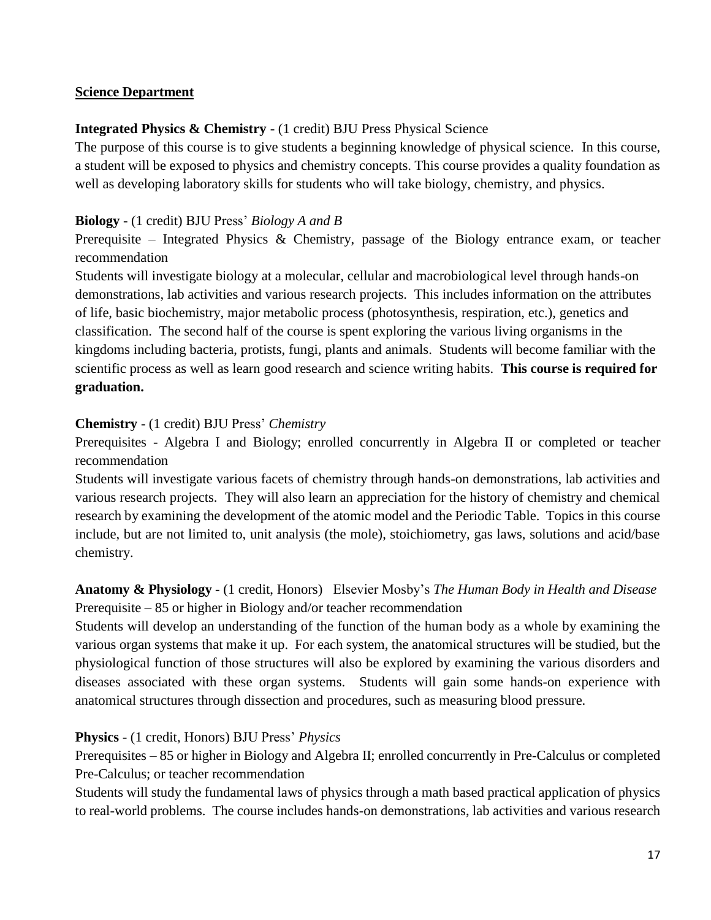## Science Department

**Integrated Physics & Chemistry** - (1 credit) BJU Press Physical Science

The purpose of this course is to give students a beginning knowledge of physical science. In this course, a student will be exposed to physics and chemistry concepts. This course provides a quality foundation as well as developing laboratory skills for students who will take biology, chemistry, and physics.

**Biology** - (1 credit) BJU Press' *Biology A and B*

Prerequisite – Integrated Physics & Chemistry, passage of the Biology entrance exam, or teacher recommendation

Students will investigate biology at a molecular, cellular and macrobiological level through hands-on demonstrations, lab activities and various research projects. This includes information on the attributes of life, basic biochemistry, major metabolic process (photosynthesis, respiration, etc.), genetics and classification. The second half of the course is spent exploring the various living organisms in the kingdoms including bacteria, protists, fungi, plants and animals. Students will become familiar with the scientific process as well as learn good research and science writing habits. **This course is required for graduation.**

**Chemistry** - (1 credit) BJU Press' *Chemistry*

Prerequisites - Algebra I and Biology; enrolled concurrently in Algebra II or completed or teacher recommendation

Students will investigate various facets of chemistry through hands-on demonstrations, lab activities and various research projects. They will also learn an appreciation for the history of chemistry and chemical research by examining the development of the atomic model and the Periodic Table. Topics in this course include, but are not limited to, unit analysis (the mole), stoichiometry, gas laws, solutions and acid/base chemistry.

**Anatomy & Physiology** - (1 credit, Honors) Elsevier Mosby's *The Human Body in Health and Disease*

Prerequisite – 85 or higher in Biology and/or teacher recommendation

Students will develop an understanding of the function of the human body as a whole by examining the various organ systems that make it up. For each system, the anatomical structures will be studied, but the physiological function of those structures will also be explored by examining the various disorders and diseases associated with these organ systems. Students will gain some hands-on experience with anatomical structures through dissection and procedures, such as measuring blood pressure.

**Physics** - (1 credit, Honors) BJU Press' *Physics*

Prerequisites – 85 or higher in Biology and Algebra II; enrolled concurrently in Pre-Calculus or completed Pre-Calculus; or teacher recommendation

Students will study the fundamental laws of physics through a math based practical application of physics to real-world problems. The course includes hands-on demonstrations, lab activities and various research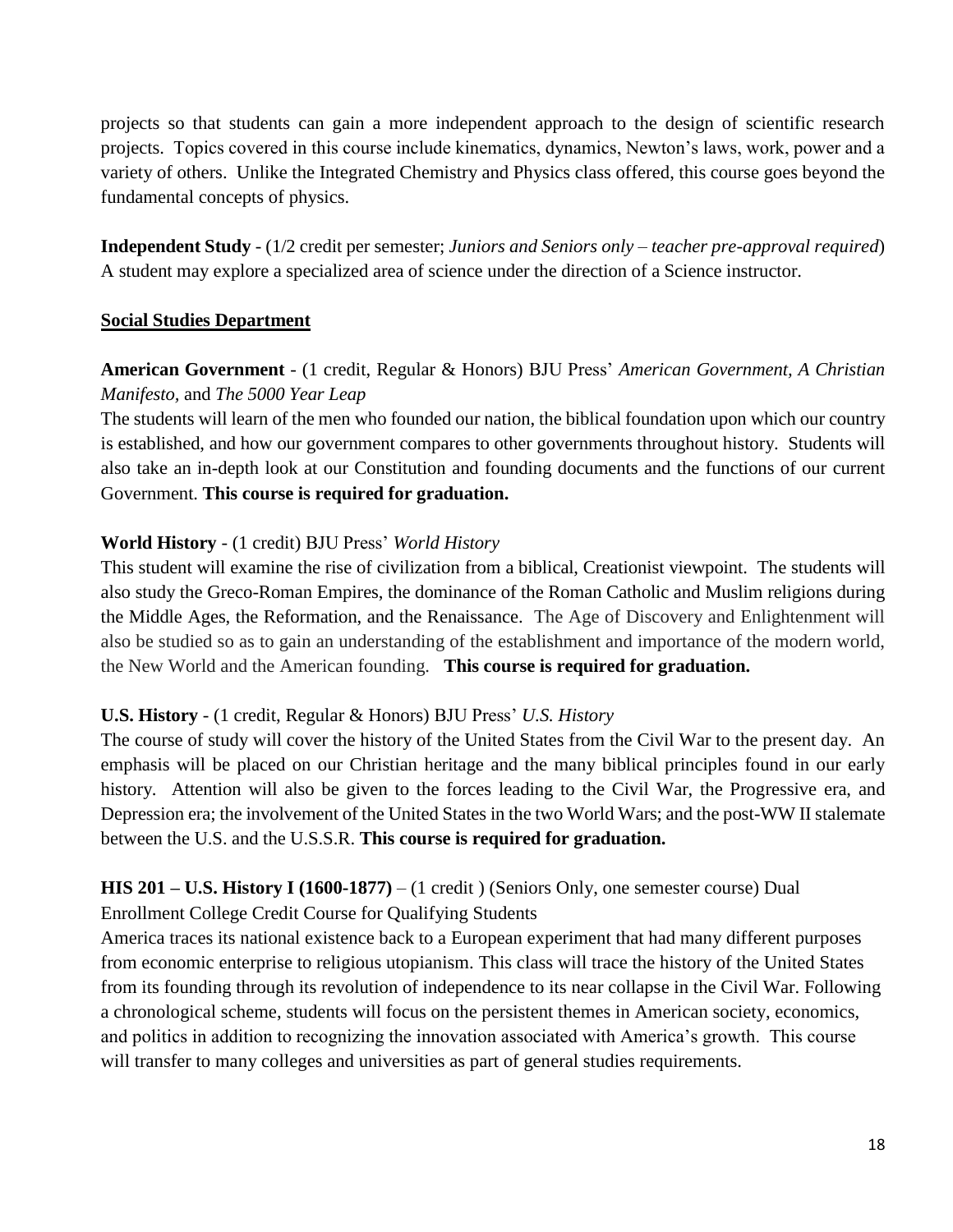projects so that students can gain a more independent approach to the design of scientific research projects. Topics covered in this course include kinematics, dynamics, Newton's laws, work, power and a variety of others. Unlike the Integrated Chemistry and Physics class offered, this course goes beyond the fundamental concepts of physics.

**Independent Study** - (1/2 credit per semester; *Juniors and Seniors only – teacher pre-approval required*) A student may explore a specialized area of science under the direction of a Science instructor.

## Social Studies Department

**American Government** - (1 credit, Regular & Honors) BJU Press' *American Government, A Christian Manifesto,* and *The 5000 Year Leap*

The students will learn of the men who founded our nation, the biblical foundation upon which our country is established, and how our government compares to other governments throughout history. Students will also take an in-depth look at our Constitution and founding documents and the functions of our current Government. **This course is required for graduation.**

**World History** - (1 credit) BJU Press' *World History*

This student will examine the rise of civilization from a biblical, Creationist viewpoint. The students will also study the Greco-Roman Empires, the dominance of the Roman Catholic and Muslim religions during the Middle Ages, the Reformation, and the Renaissance. The Age of Discovery and Enlightenment will also be studied so as to gain an understanding of the establishment and importance of the modern world, the New World and the American founding. **This course is required for graduation.**

**U.S. History** - (1 credit, Regular & Honors) BJU Press' *U.S. History*

The course of study will cover the history of the United States from the Civil War to the present day. An emphasis will be placed on our Christian heritage and the many biblical principles found in our early history. Attention will also be given to the forces leading to the Civil War, the Progressive era, and Depression era; the involvement of the United States in the two World Wars; and the post-WW II stalemate between the U.S. and the U.S.S.R. **This course is required for graduation.**

**HIS 201 – U.S. History I (1600-1877)** – (1 credit ) (Seniors Only, one semester course) Dual Enrollment College Credit Course for Qualifying Students

America traces its national existence back to a European experiment that had many different purposes from economic enterprise to religious utopianism. This class will trace the history of the United States from its founding through its revolution of independence to its near collapse in the Civil War. Following a chronological scheme, students will focus on the persistent themes in American society, economics, and politics in addition to recognizing the innovation associated with America's growth. This course will transfer to many colleges and universities as part of general studies requirements.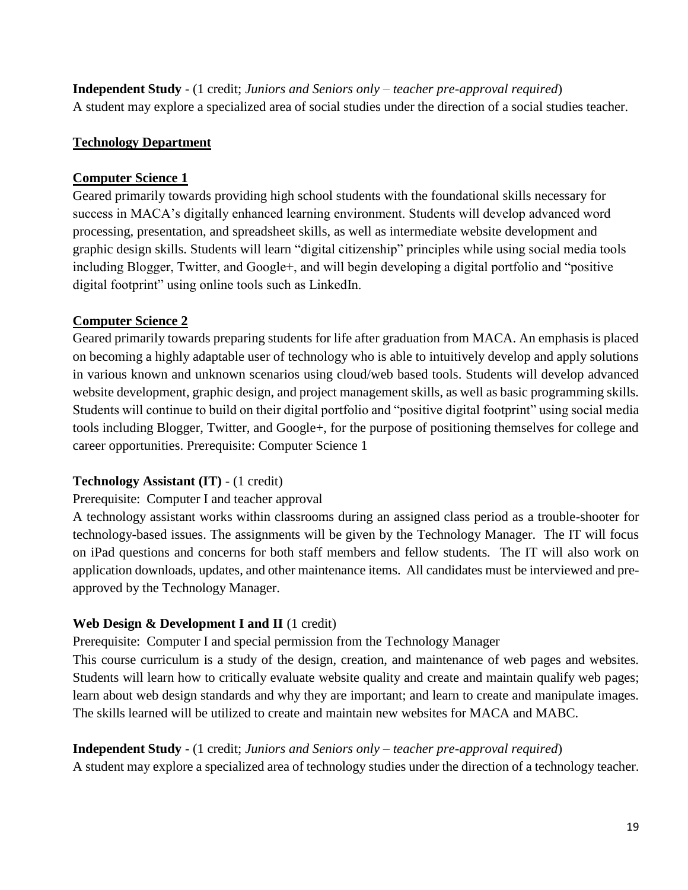**Independent Study** - (1 credit; *Juniors and Seniors only – teacher pre-approval required*)
A student may explore a specialized area of social studies under the direction of a social studies teacher.

## Technology Department

### Computer Science 1

Geared primarily towards providing high school students with the foundational skills necessary for success in MACA's digitally enhanced learning environment. Students will develop advanced word processing, presentation, and spreadsheet skills, as well as intermediate website development and graphic design skills. Students will learn "digital citizenship" principles while using social media tools including Blogger, Twitter, and Google+, and will begin developing a digital portfolio and "positive digital footprint" using online tools such as LinkedIn.

### Computer Science 2

Geared primarily towards preparing students for life after graduation from MACA. An emphasis is placed on becoming a highly adaptable user of technology who is able to intuitively develop and apply solutions in various known and unknown scenarios using cloud/web based tools. Students will develop advanced website development, graphic design, and project management skills, as well as basic programming skills. Students will continue to build on their digital portfolio and "positive digital footprint" using social media tools including Blogger, Twitter, and Google+, for the purpose of positioning themselves for college and career opportunities. Prerequisite: Computer Science 1

**Technology Assistant (IT)** - (1 credit)
Prerequisite: Computer I and teacher approval
A technology assistant works within classrooms during an assigned class period as a trouble-shooter for technology-based issues. The assignments will be given by the Technology Manager. The IT will focus on iPad questions and concerns for both staff members and fellow students. The IT will also work on application downloads, updates, and other maintenance items. All candidates must be interviewed and pre-approved by the Technology Manager.

**Web Design & Development I and II** (1 credit)
Prerequisite: Computer I and special permission from the Technology Manager
This course curriculum is a study of the design, creation, and maintenance of web pages and websites. Students will learn how to critically evaluate website quality and create and maintain qualify web pages; learn about web design standards and why they are important; and learn to create and manipulate images. The skills learned will be utilized to create and maintain new websites for MACA and MABC.

**Independent Study** - (1 credit; *Juniors and Seniors only – teacher pre-approval required*)
A student may explore a specialized area of technology studies under the direction of a technology teacher.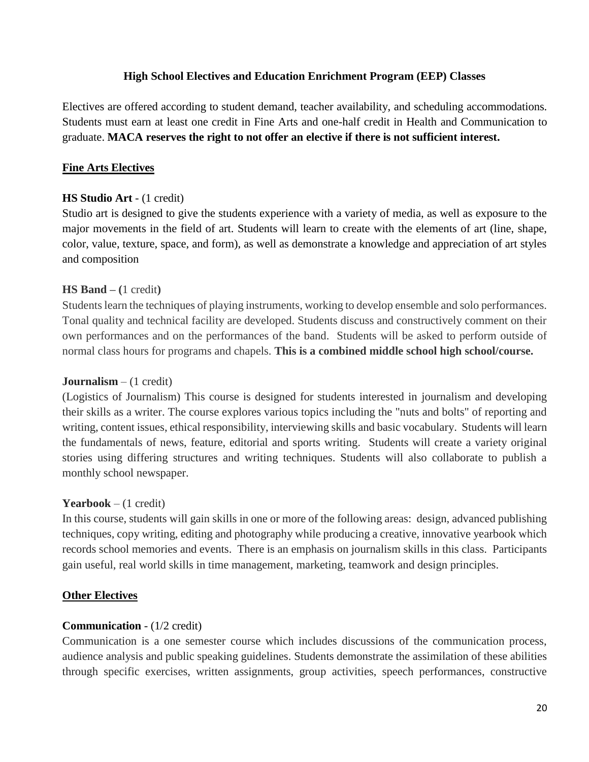## High School Electives and Education Enrichment Program (EEP) Classes

Electives are offered according to student demand, teacher availability, and scheduling accommodations. Students must earn at least one credit in Fine Arts and one-half credit in Health and Communication to graduate. **MACA reserves the right to not offer an elective if there is not sufficient interest.**

### Fine Arts Electives

**HS Studio Art** - (1 credit)

Studio art is designed to give the students experience with a variety of media, as well as exposure to the major movements in the field of art. Students will learn to create with the elements of art (line, shape, color, value, texture, space, and form), as well as demonstrate a knowledge and appreciation of art styles and composition

**HS Band – (**1 credit**)**

Students learn the techniques of playing instruments, working to develop ensemble and solo performances. Tonal quality and technical facility are developed. Students discuss and constructively comment on their own performances and on the performances of the band. Students will be asked to perform outside of normal class hours for programs and chapels. **This is a combined middle school high school/course.**

**Journalism** – (1 credit)

(Logistics of Journalism) This course is designed for students interested in journalism and developing their skills as a writer. The course explores various topics including the "nuts and bolts" of reporting and writing, content issues, ethical responsibility, interviewing skills and basic vocabulary. Students will learn the fundamentals of news, feature, editorial and sports writing. Students will create a variety original stories using differing structures and writing techniques. Students will also collaborate to publish a monthly school newspaper.

**Yearbook** – (1 credit)

In this course, students will gain skills in one or more of the following areas: design, advanced publishing techniques, copy writing, editing and photography while producing a creative, innovative yearbook which records school memories and events. There is an emphasis on journalism skills in this class. Participants gain useful, real world skills in time management, marketing, teamwork and design principles.

### Other Electives

**Communication** - (1/2 credit)

Communication is a one semester course which includes discussions of the communication process, audience analysis and public speaking guidelines. Students demonstrate the assimilation of these abilities through specific exercises, written assignments, group activities, speech performances, constructive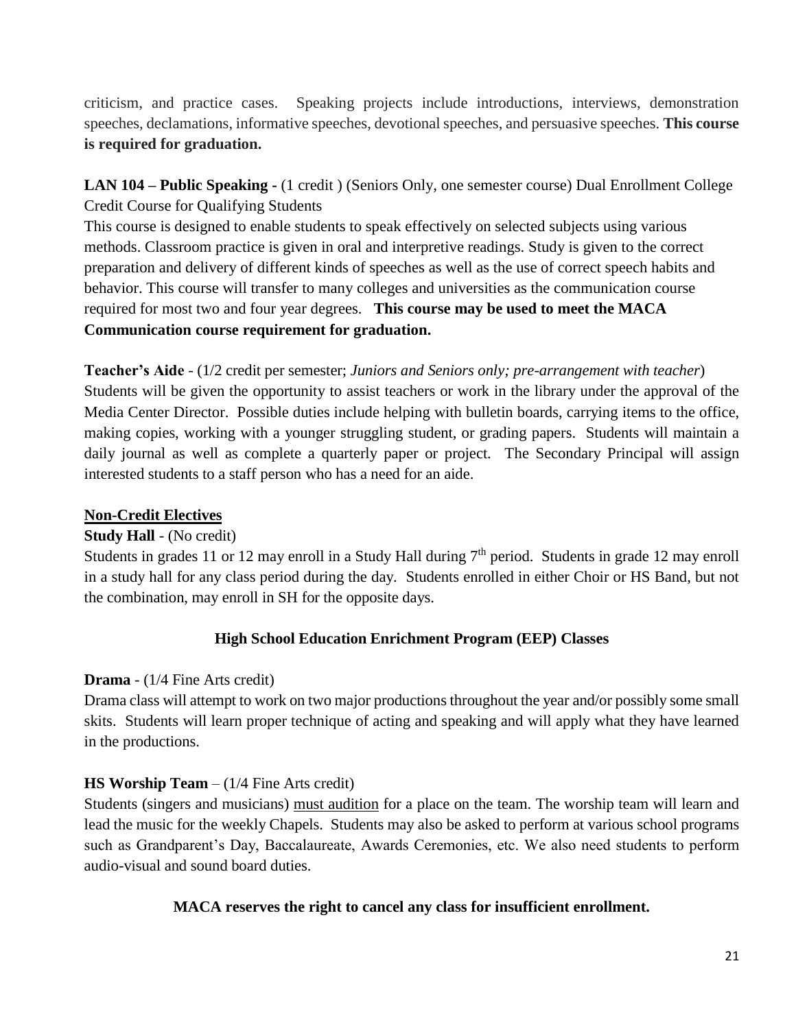criticism, and practice cases. Speaking projects include introductions, interviews, demonstration speeches, declamations, informative speeches, devotional speeches, and persuasive speeches. **This course is required for graduation.**

**LAN 104 – Public Speaking -** (1 credit ) (Seniors Only, one semester course) Dual Enrollment College Credit Course for Qualifying Students

This course is designed to enable students to speak effectively on selected subjects using various methods. Classroom practice is given in oral and interpretive readings. Study is given to the correct preparation and delivery of different kinds of speeches as well as the use of correct speech habits and behavior. This course will transfer to many colleges and universities as the communication course required for most two and four year degrees. **This course may be used to meet the MACA Communication course requirement for graduation.**

**Teacher's Aide** - (1/2 credit per semester; *Juniors and Seniors only; pre-arrangement with teacher*)

Students will be given the opportunity to assist teachers or work in the library under the approval of the Media Center Director. Possible duties include helping with bulletin boards, carrying items to the office, making copies, working with a younger struggling student, or grading papers. Students will maintain a daily journal as well as complete a quarterly paper or project. The Secondary Principal will assign interested students to a staff person who has a need for an aide.

## Non-Credit Electives

**Study Hall** - (No credit)

Students in grades 11 or 12 may enroll in a Study Hall during 7th period. Students in grade 12 may enroll in a study hall for any class period during the day. Students enrolled in either Choir or HS Band, but not the combination, may enroll in SH for the opposite days.

## High School Education Enrichment Program (EEP) Classes

**Drama** - (1/4 Fine Arts credit)

Drama class will attempt to work on two major productions throughout the year and/or possibly some small skits. Students will learn proper technique of acting and speaking and will apply what they have learned in the productions.

**HS Worship Team** – (1/4 Fine Arts credit)

Students (singers and musicians) must audition for a place on the team. The worship team will learn and lead the music for the weekly Chapels. Students may also be asked to perform at various school programs such as Grandparent's Day, Baccalaureate, Awards Ceremonies, etc. We also need students to perform audio-visual and sound board duties.

**MACA reserves the right to cancel any class for insufficient enrollment.**